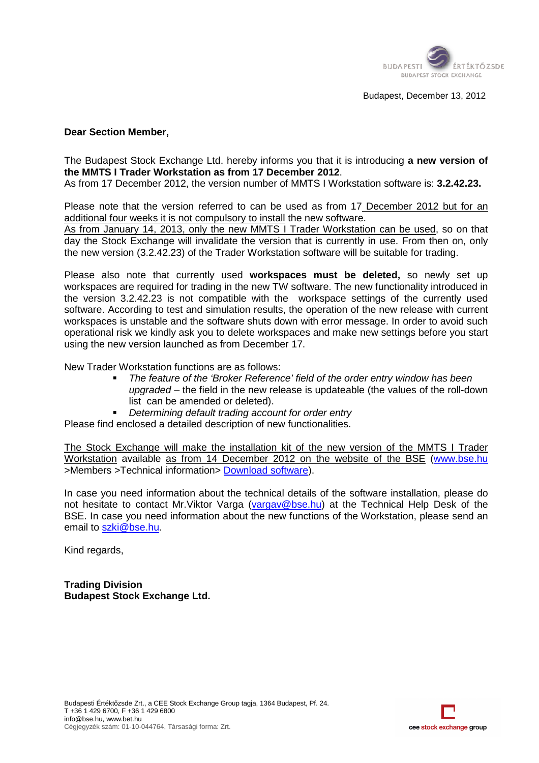Budapest, December 13, 2012

**Dear Section Member,**

The Budapest Stock Exchange Ltd. hereby informs you that it is introducing **a new version of the MMTS I Trader Workstation as from 17 December 2012**.
As from 17 December 2012, the version number of MMTS I Workstation software is: **3.2.42.23.**

Please note that the version referred to can be used as from 17 December 2012 but for an additional four weeks it is not compulsory to install the new software.
As from January 14, 2013, only the new MMTS I Trader Workstation can be used, so on that day the Stock Exchange will invalidate the version that is currently in use. From then on, only the new version (3.2.42.23) of the Trader Workstation software will be suitable for trading.

Please also note that currently used **workspaces must be deleted,** so newly set up workspaces are required for trading in the new TW software. The new functionality introduced in the version 3.2.42.23 is not compatible with the workspace settings of the currently used software. According to test and simulation results, the operation of the new release with current workspaces is unstable and the software shuts down with error message. In order to avoid such operational risk we kindly ask you to delete workspaces and make new settings before you start using the new version launched as from December 17.

New Trader Workstation functions are as follows:

- *The feature of the 'Broker Reference' field of the order entry window has been upgraded* – the field in the new release is updateable (the values of the roll-down list can be amended or deleted).
- *Determining default trading account for order entry*

Please find enclosed a detailed description of new functionalities.

The Stock Exchange will make the installation kit of the new version of the MMTS I Trader Workstation available as from 14 December 2012 on the website of the BSE (www.bse.hu >Members >Technical information> Download software).

In case you need information about the technical details of the software installation, please do not hesitate to contact Mr.Viktor Varga (vargav@bse.hu) at the Technical Help Desk of the BSE. In case you need information about the new functions of the Workstation, please send an email to szki@bse.hu.

Kind regards,

**Trading Division**
**Budapest Stock Exchange Ltd.**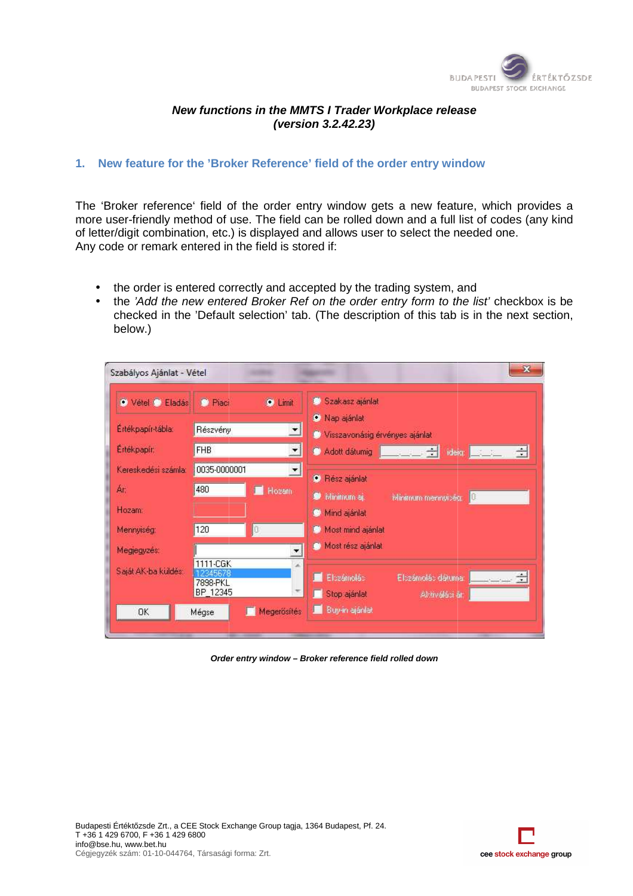## New functions in the MMTS I Trader Workplace release (version 3.2.42.23)

### 1. New feature for the 'Broker Reference' field of the order entry window

The 'Broker reference' field of the order entry window gets a new feature, which provides a more user-friendly method of use. The field can be rolled down and a full list of codes (any kind of letter/digit combination, etc.) is displayed and allows user to select the needed one.
Any code or remark entered in the field is stored if:

- the order is entered correctly and accepted by the trading system, and
- the *'Add the new entered Broker Ref on the order entry form to the list'* checkbox is be checked in the 'Default selection' tab. (The description of this tab is in the next section, below.)

***Order entry window – Broker reference field rolled down***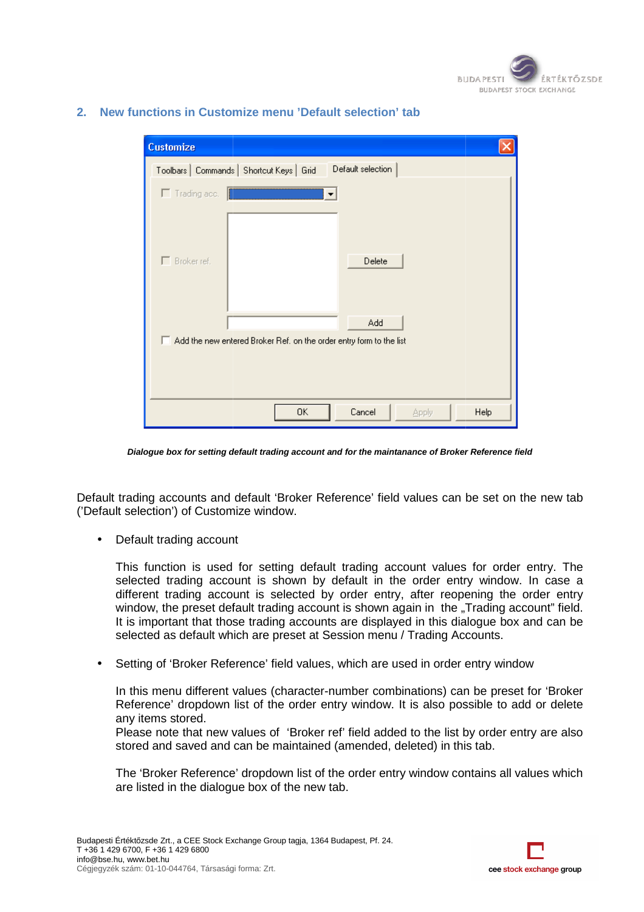## 2. New functions in Customize menu ’Default selection’ tab

*Dialogue box for setting default trading account and for the maintanance of Broker Reference field*

Default trading accounts and default ‘Broker Reference’ field values can be set on the new tab (’Default selection’) of Customize window.

- Default trading account

  This function is used for setting default trading account values for order entry. The selected trading account is shown by default in the order entry window. In case a different trading account is selected by order entry, after reopening the order entry window, the preset default trading account is shown again in the „Trading account” field. It is important that those trading accounts are displayed in this dialogue box and can be selected as default which are preset at Session menu / Trading Accounts.

- Setting of ‘Broker Reference’ field values, which are used in order entry window

  In this menu different values (character-number combinations) can be preset for ‘Broker Reference’ dropdown list of the order entry window. It is also possible to add or delete any items stored.
  Please note that new values of ‘Broker ref’ field added to the list by order entry are also stored and saved and can be maintained (amended, deleted) in this tab.

  The ‘Broker Reference’ dropdown list of the order entry window contains all values which are listed in the dialogue box of the new tab.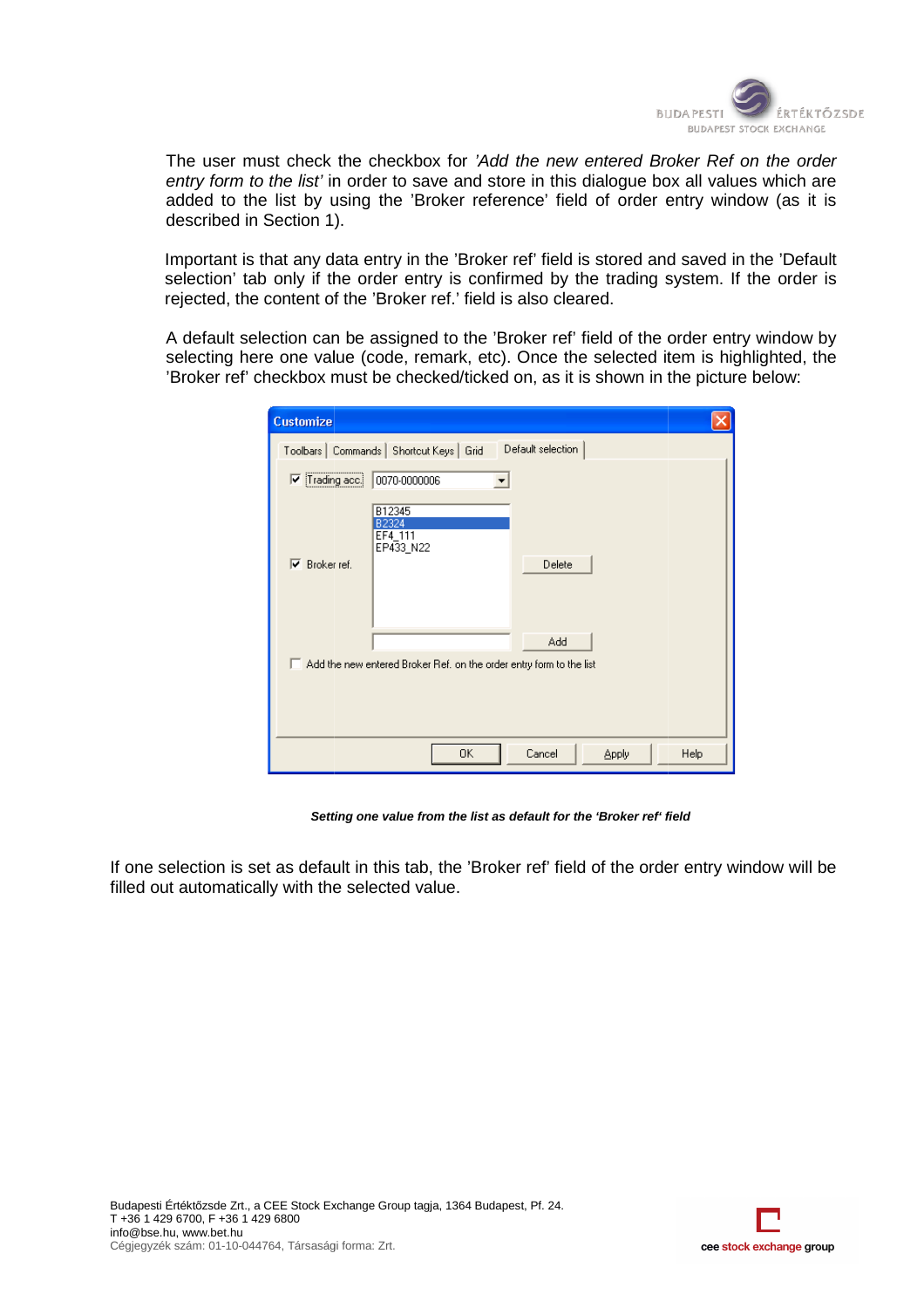The user must check the checkbox for *'Add the new entered Broker Ref on the order entry form to the list'* in order to save and store in this dialogue box all values which are added to the list by using the 'Broker reference' field of order entry window (as it is described in Section 1).

Important is that any data entry in the 'Broker ref' field is stored and saved in the 'Default selection' tab only if the order entry is confirmed by the trading system. If the order is rejected, the content of the 'Broker ref.' field is also cleared.

A default selection can be assigned to the 'Broker ref' field of the order entry window by selecting here one value (code, remark, etc). Once the selected item is highlighted, the 'Broker ref' checkbox must be checked/ticked on, as it is shown in the picture below:

***Setting one value from the list as default for the 'Broker ref' field***

If one selection is set as default in this tab, the 'Broker ref' field of the order entry window will be filled out automatically with the selected value.